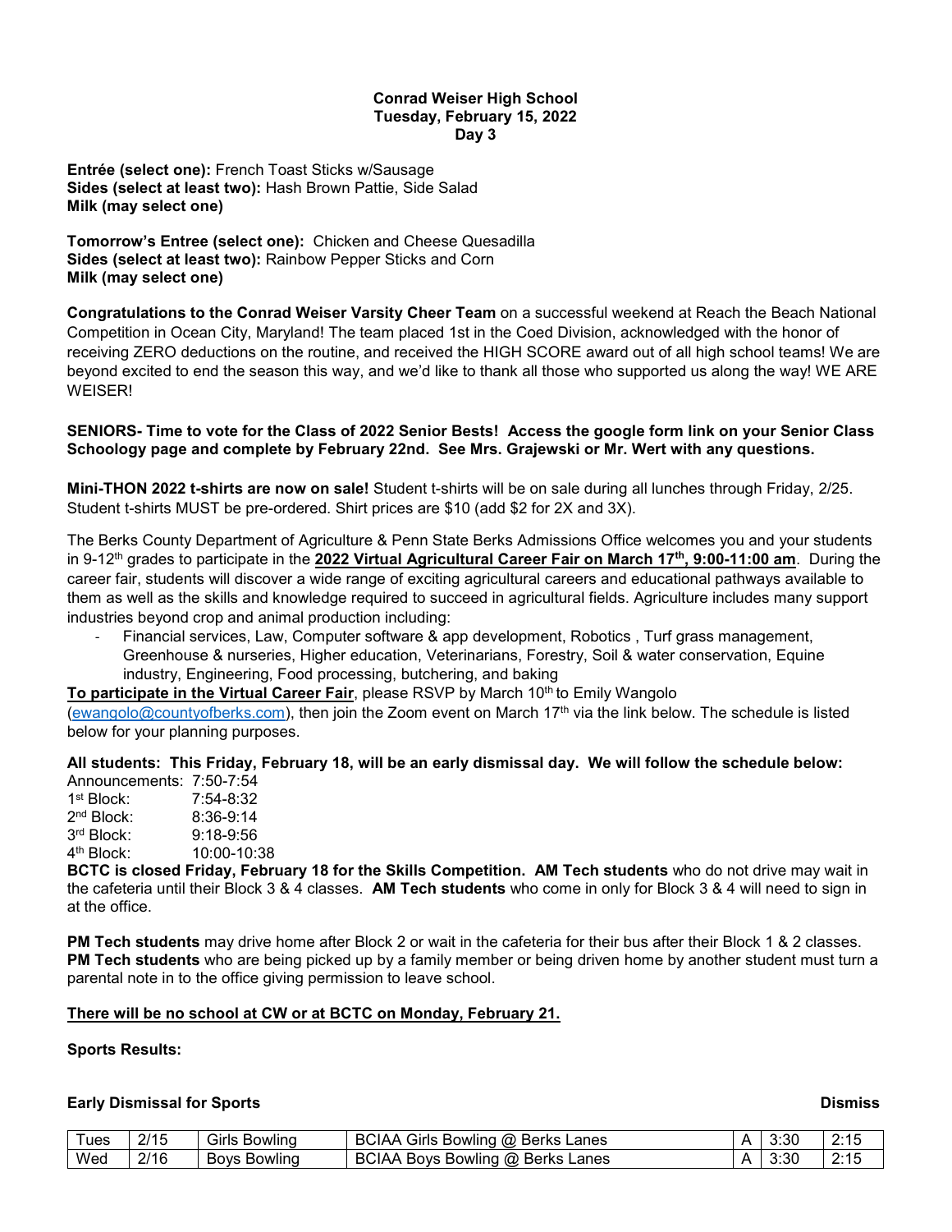**Conrad Weiser High School**
**Tuesday, February 15, 2022**
**Day 3**

**Entrée (select one):** French Toast Sticks w/Sausage
**Sides (select at least two):** Hash Brown Pattie, Side Salad
**Milk (may select one)**

**Tomorrow's Entree (select one):** Chicken and Cheese Quesadilla
**Sides (select at least two):** Rainbow Pepper Sticks and Corn
**Milk (may select one)**

**Congratulations to the Conrad Weiser Varsity Cheer Team** on a successful weekend at Reach the Beach National Competition in Ocean City, Maryland! The team placed 1st in the Coed Division, acknowledged with the honor of receiving ZERO deductions on the routine, and received the HIGH SCORE award out of all high school teams! We are beyond excited to end the season this way, and we'd like to thank all those who supported us along the way! WE ARE WEISER!

**SENIORS- Time to vote for the Class of 2022 Senior Bests! Access the google form link on your Senior Class Schoology page and complete by February 22nd. See Mrs. Grajewski or Mr. Wert with any questions.**

**Mini-THON 2022 t-shirts are now on sale!** Student t-shirts will be on sale during all lunches through Friday, 2/25. Student t-shirts MUST be pre-ordered. Shirt prices are $10 (add $2 for 2X and 3X).

The Berks County Department of Agriculture & Penn State Berks Admissions Office welcomes you and your students in 9-12th grades to participate in the **2022 Virtual Agricultural Career Fair on March 17th, 9:00-11:00 am**. During the career fair, students will discover a wide range of exciting agricultural careers and educational pathways available to them as well as the skills and knowledge required to succeed in agricultural fields. Agriculture includes many support industries beyond crop and animal production including:

- Financial services, Law, Computer software & app development, Robotics , Turf grass management, Greenhouse & nurseries, Higher education, Veterinarians, Forestry, Soil & water conservation, Equine industry, Engineering, Food processing, butchering, and baking

**To participate in the Virtual Career Fair**, please RSVP by March 10th to Emily Wangolo (ewangolo@countyofberks.com), then join the Zoom event on March 17th via the link below. The schedule is listed below for your planning purposes.

**All students: This Friday, February 18, will be an early dismissal day. We will follow the schedule below:**

Announcements: 7:50-7:54
1st Block: 7:54-8:32
2nd Block: 8:36-9:14
3rd Block: 9:18-9:56
4th Block: 10:00-10:38

**BCTC is closed Friday, February 18 for the Skills Competition. AM Tech students** who do not drive may wait in the cafeteria until their Block 3 & 4 classes. **AM Tech students** who come in only for Block 3 & 4 will need to sign in at the office.

**PM Tech students** may drive home after Block 2 or wait in the cafeteria for their bus after their Block 1 & 2 classes. **PM Tech students** who are being picked up by a family member or being driven home by another student must turn a parental note in to the office giving permission to leave school.

**There will be no school at CW or at BCTC on Monday, February 21.**

**Sports Results:**

**Early Dismissal for Sports** **Dismiss**

| Tues | 2/15 | Girls Bowling | BCIAA Girls Bowling @ Berks Lanes | A | 3:30 | 2:15 |
|---|---|---|---|---|---|---|
| Wed | 2/16 | Boys Bowling | BCIAA Boys Bowling @ Berks Lanes | A | 3:30 | 2:15 |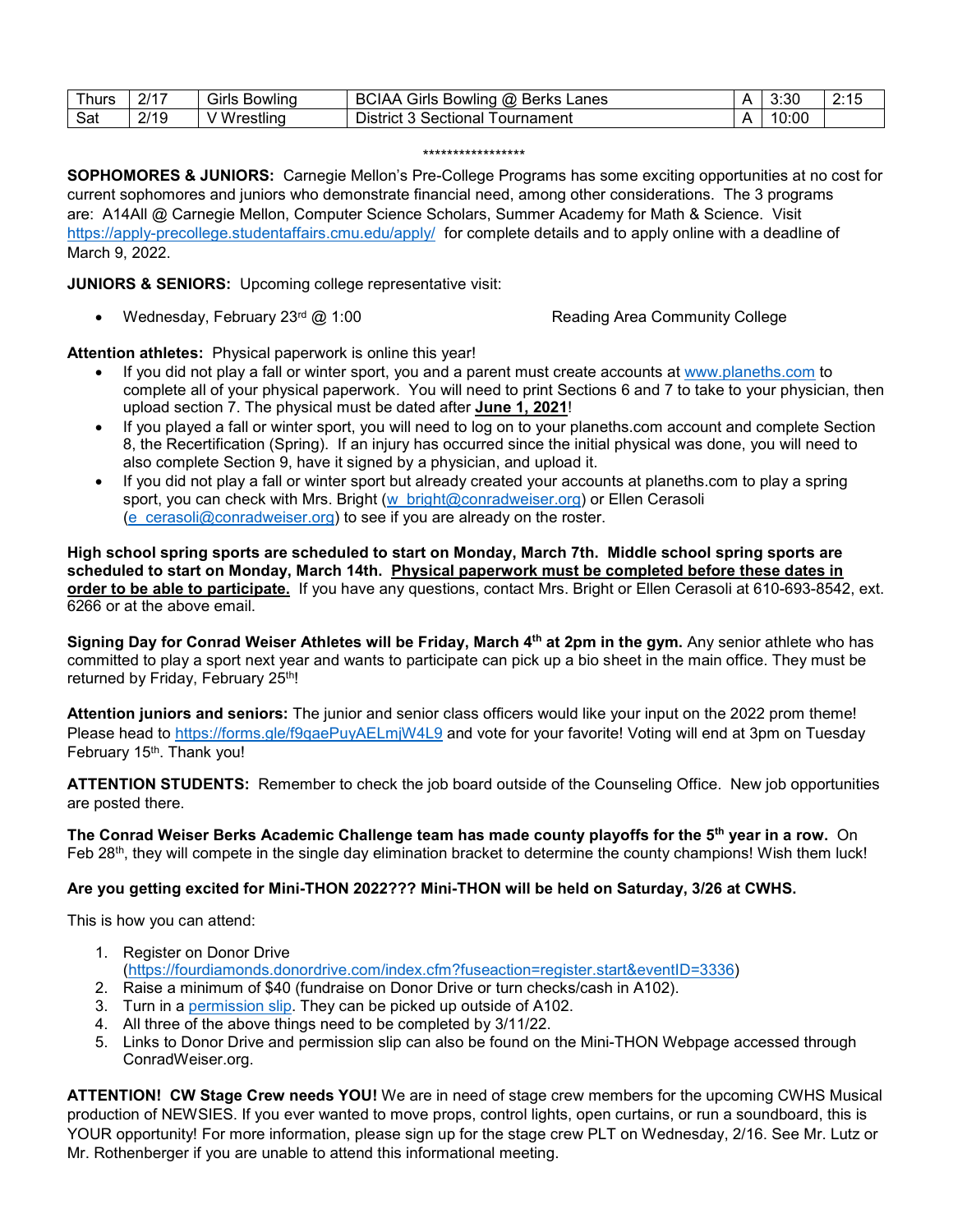| Thurs | 2/17 | Girls Bowling | BCIAA Girls Bowling @ Berks Lanes | A | 3:30 | 2:15 |
|---|---|---|---|---|---|---|
| Sat | 2/19 | V Wrestling | District 3 Sectional Tournament | A | 10:00 | |

*****************

**SOPHOMORES & JUNIORS:** Carnegie Mellon's Pre-College Programs has some exciting opportunities at no cost for current sophomores and juniors who demonstrate financial need, among other considerations. The 3 programs are: A14All @ Carnegie Mellon, Computer Science Scholars, Summer Academy for Math & Science. Visit https://apply-precollege.studentaffairs.cmu.edu/apply/ for complete details and to apply online with a deadline of March 9, 2022.

**JUNIORS & SENIORS:** Upcoming college representative visit:

- Wednesday, February 23rd @ 1:00 Reading Area Community College

**Attention athletes:** Physical paperwork is online this year!

- If you did not play a fall or winter sport, you and a parent must create accounts at www.planeths.com to complete all of your physical paperwork. You will need to print Sections 6 and 7 to take to your physician, then upload section 7. The physical must be dated after **June 1, 2021**!
- If you played a fall or winter sport, you will need to log on to your planeths.com account and complete Section 8, the Recertification (Spring). If an injury has occurred since the initial physical was done, you will need to also complete Section 9, have it signed by a physician, and upload it.
- If you did not play a fall or winter sport but already created your accounts at planeths.com to play a spring sport, you can check with Mrs. Bright (w_bright@conradweiser.org) or Ellen Cerasoli (e_cerasoli@conradweiser.org) to see if you are already on the roster.

**High school spring sports are scheduled to start on Monday, March 7th. Middle school spring sports are scheduled to start on Monday, March 14th. Physical paperwork must be completed before these dates in order to be able to participate.** If you have any questions, contact Mrs. Bright or Ellen Cerasoli at 610-693-8542, ext. 6266 or at the above email.

**Signing Day for Conrad Weiser Athletes will be Friday, March 4th at 2pm in the gym.** Any senior athlete who has committed to play a sport next year and wants to participate can pick up a bio sheet in the main office. They must be returned by Friday, February 25th!

**Attention juniors and seniors:** The junior and senior class officers would like your input on the 2022 prom theme! Please head to https://forms.gle/f9qaePuyAELmjW4L9 and vote for your favorite! Voting will end at 3pm on Tuesday February 15th. Thank you!

**ATTENTION STUDENTS:** Remember to check the job board outside of the Counseling Office. New job opportunities are posted there.

**The Conrad Weiser Berks Academic Challenge team has made county playoffs for the 5th year in a row.** On Feb 28th, they will compete in the single day elimination bracket to determine the county champions! Wish them luck!

**Are you getting excited for Mini-THON 2022??? Mini-THON will be held on Saturday, 3/26 at CWHS.**

This is how you can attend:

1. Register on Donor Drive (https://fourdiamonds.donordrive.com/index.cfm?fuseaction=register.start&eventID=3336)
2. Raise a minimum of $40 (fundraise on Donor Drive or turn checks/cash in A102).
3. Turn in a permission slip. They can be picked up outside of A102.
4. All three of the above things need to be completed by 3/11/22.
5. Links to Donor Drive and permission slip can also be found on the Mini-THON Webpage accessed through ConradWeiser.org.

**ATTENTION! CW Stage Crew needs YOU!** We are in need of stage crew members for the upcoming CWHS Musical production of NEWSIES. If you ever wanted to move props, control lights, open curtains, or run a soundboard, this is YOUR opportunity! For more information, please sign up for the stage crew PLT on Wednesday, 2/16. See Mr. Lutz or Mr. Rothenberger if you are unable to attend this informational meeting.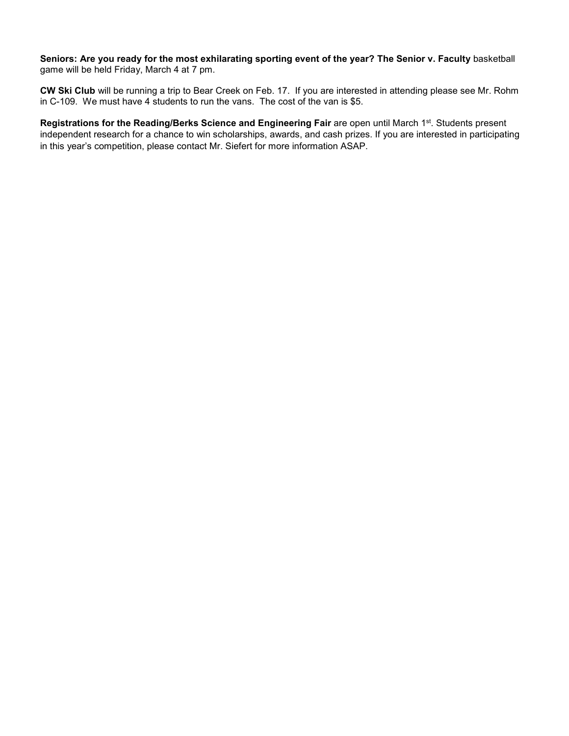**Seniors: Are you ready for the most exhilarating sporting event of the year? The Senior v. Faculty** basketball game will be held Friday, March 4 at 7 pm.

**CW Ski Club** will be running a trip to Bear Creek on Feb. 17. If you are interested in attending please see Mr. Rohm in C-109. We must have 4 students to run the vans. The cost of the van is $5.

**Registrations for the Reading/Berks Science and Engineering Fair** are open until March 1st. Students present independent research for a chance to win scholarships, awards, and cash prizes. If you are interested in participating in this year's competition, please contact Mr. Siefert for more information ASAP.